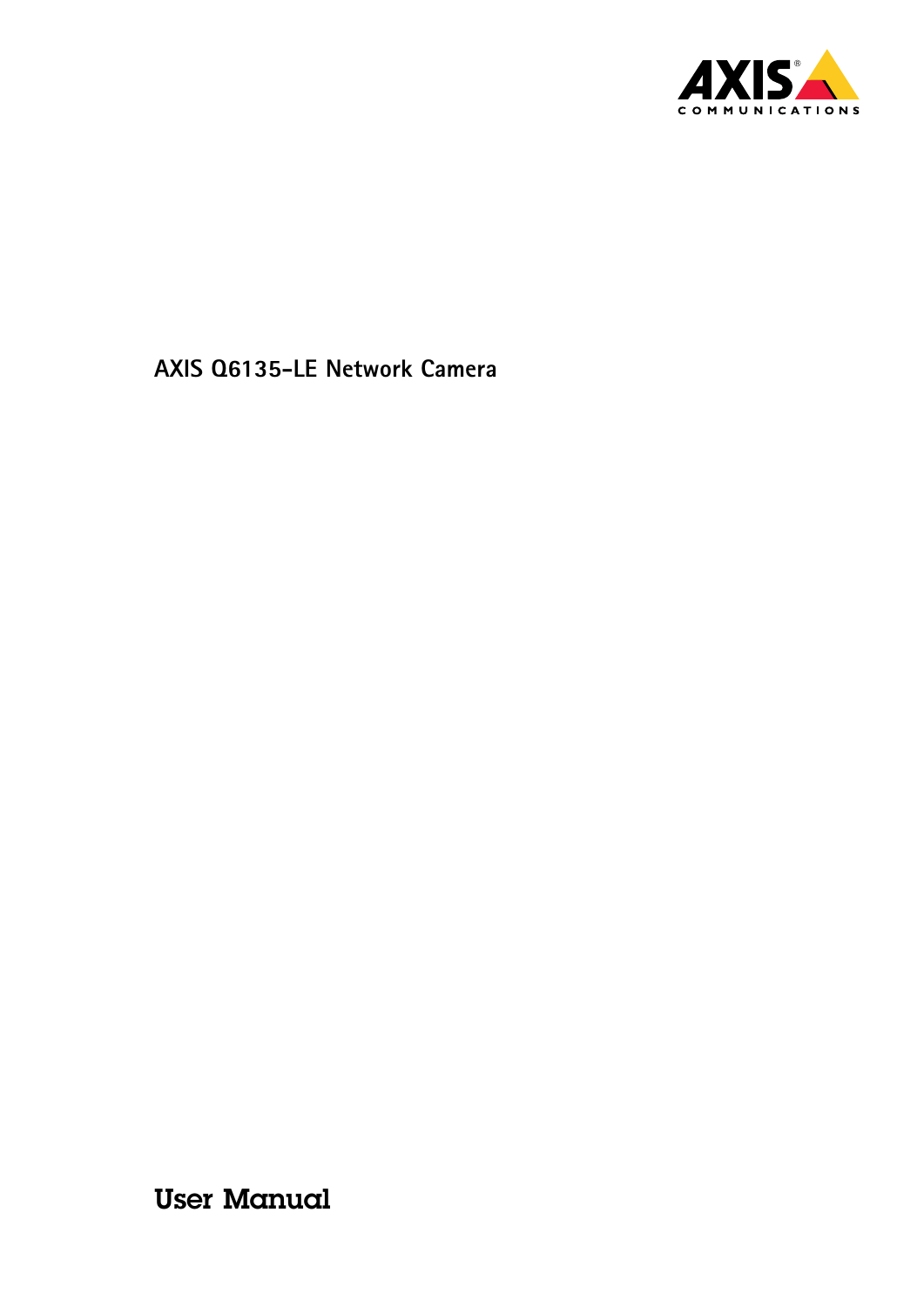# AXIS Q6135-LE Network Camera

## User Manual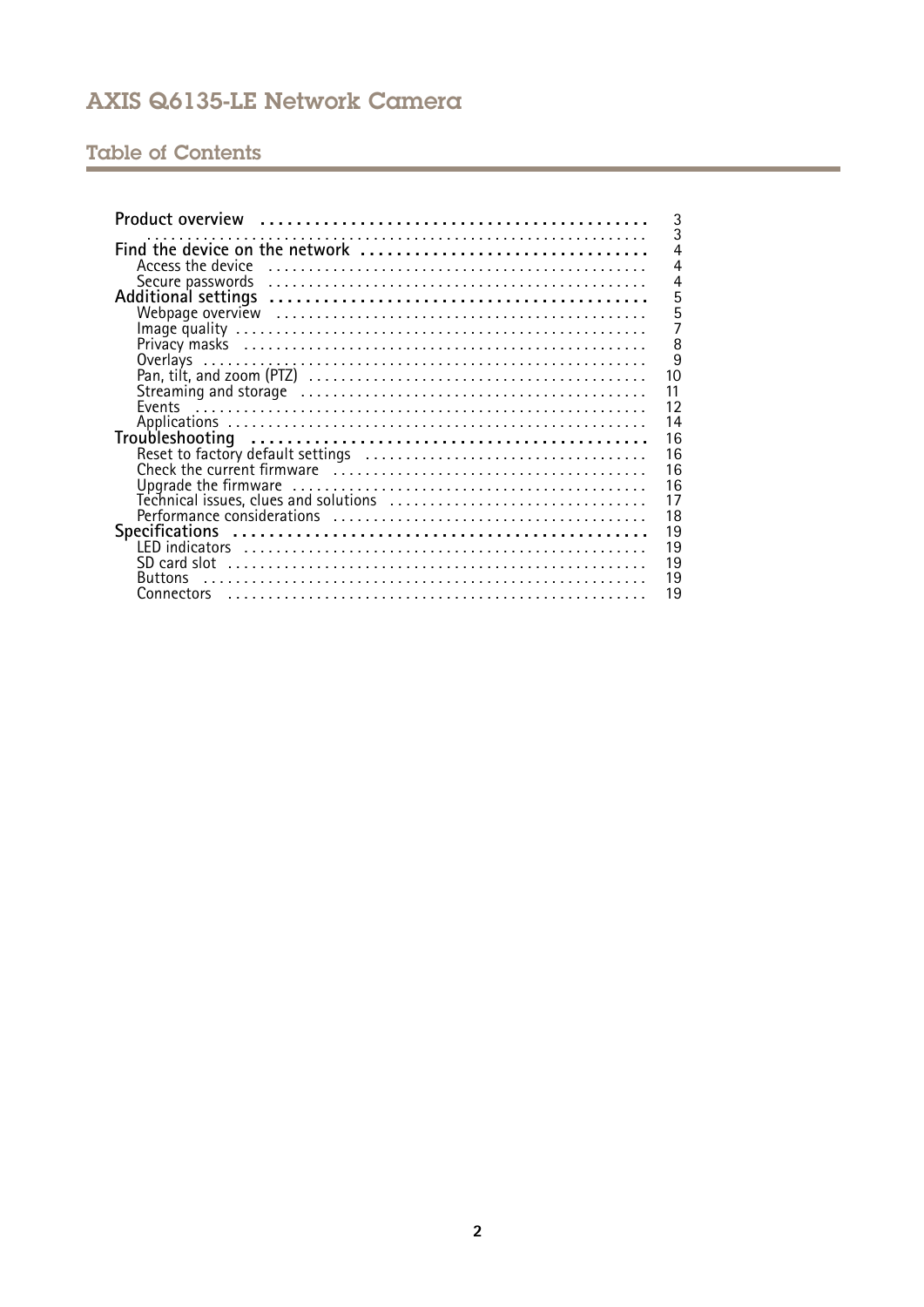# Table of Contents

- **Product overview** ... 3
  - ... 3
- **Find the device on the network** ... 4
  - Access the device ... 4
  - Secure passwords ... 4
- **Additional settings** ... 5
  - Webpage overview ... 5
  - Image quality ... 7
  - Privacy masks ... 8
  - Overlays ... 9
  - Pan, tilt, and zoom (PTZ) ... 10
  - Streaming and storage ... 11
  - Events ... 12
  - Applications ... 14
- **Troubleshooting** ... 16
  - Reset to factory default settings ... 16
  - Check the current firmware ... 16
  - Upgrade the firmware ... 16
  - Technical issues, clues and solutions ... 17
  - Performance considerations ... 18
- **Specifications** ... 19
  - LED indicators ... 19
  - SD card slot ... 19
  - Buttons ... 19
  - Connectors ... 19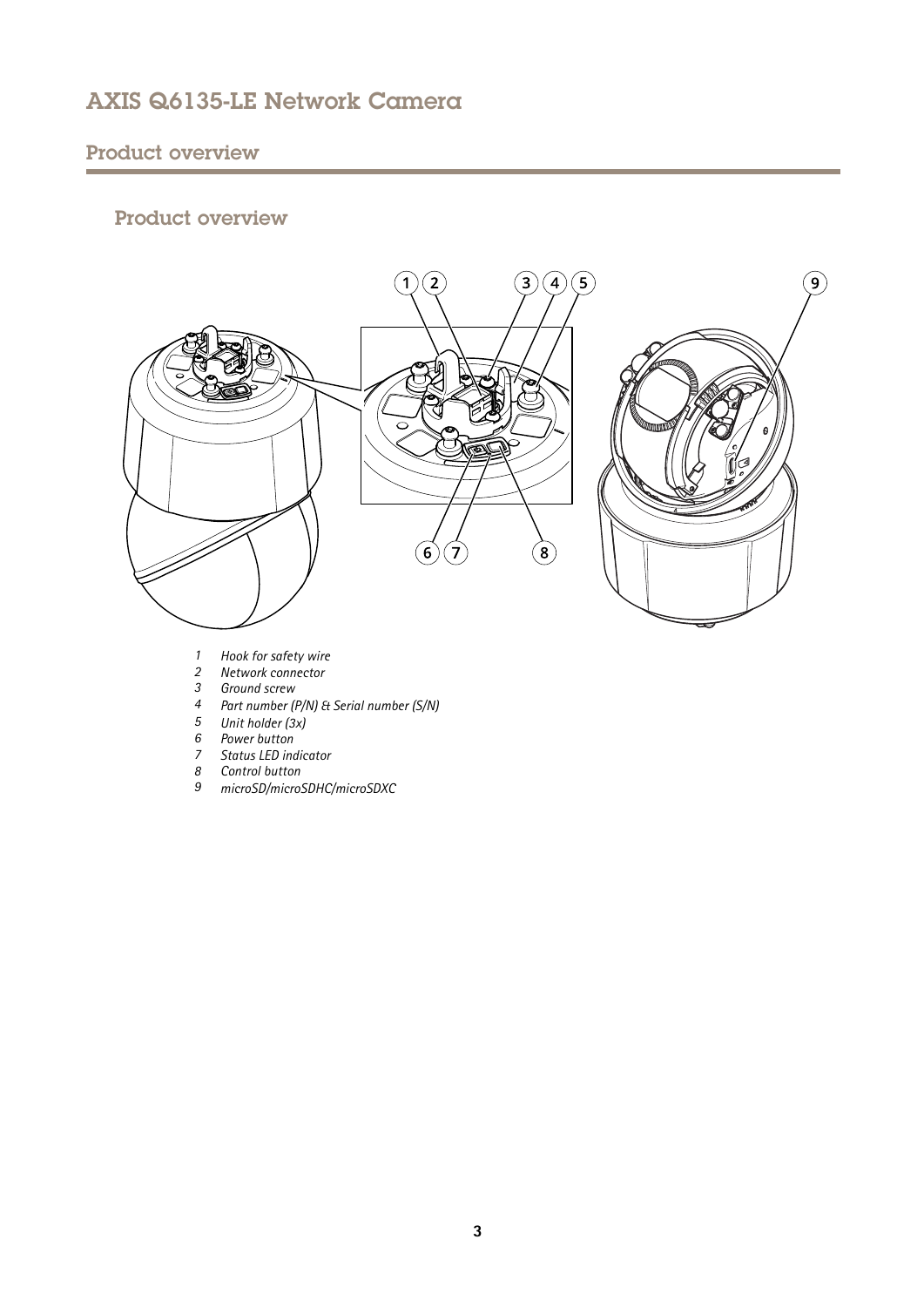## Product overview

1. *Hook for safety wire*
2. *Network connector*
3. *Ground screw*
4. *Part number (P/N) & Serial number (S/N)*
5. *Unit holder (3x)*
6. *Power button*
7. *Status LED indicator*
8. *Control button*
9. *microSD/microSDHC/microSDXC*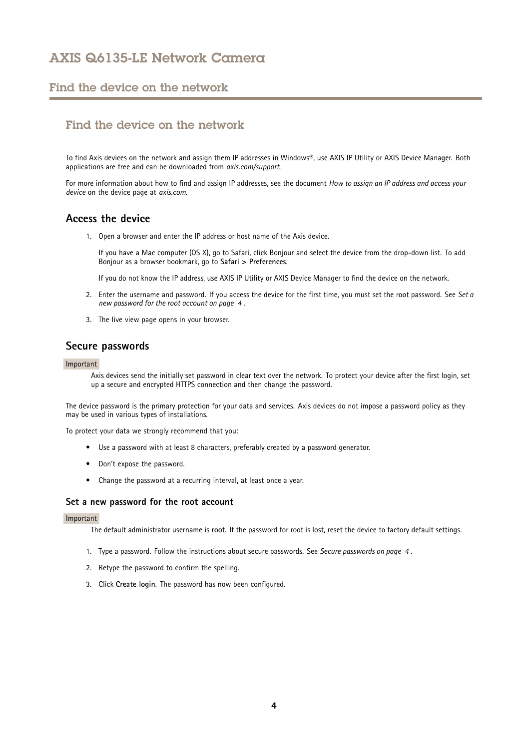## Find the device on the network

To find Axis devices on the network and assign them IP addresses in Windows®, use AXIS IP Utility or AXIS Device Manager. Both applications are free and can be downloaded from *axis.com/support*.

For more information about how to find and assign IP addresses, see the document *How to assign an IP address and access your device* on the device page at *axis.com*.

### Access the device

1. Open a browser and enter the IP address or host name of the Axis device.

   If you have a Mac computer (OS X), go to Safari, click Bonjour and select the device from the drop-down list. To add Bonjour as a browser bookmark, go to **Safari > Preferences**.

   If you do not know the IP address, use AXIS IP Utility or AXIS Device Manager to find the device on the network.

2. Enter the username and password. If you access the device for the first time, you must set the root password. See *Set a new password for the root account on page 4* .

3. The live view page opens in your browser.

### Secure passwords

Important

Axis devices send the initially set password in clear text over the network. To protect your device after the first login, set up a secure and encrypted HTTPS connection and then change the password.

The device password is the primary protection for your data and services. Axis devices do not impose a password policy as they may be used in various types of installations.

To protect your data we strongly recommend that you:

- Use a password with at least 8 characters, preferably created by a password generator.
- Don't expose the password.
- Change the password at a recurring interval, at least once a year.

#### Set a new password for the root account

Important

The default administrator username is **root**. If the password for root is lost, reset the device to factory default settings.

1. Type a password. Follow the instructions about secure passwords. See *Secure passwords on page 4* .
2. Retype the password to confirm the spelling.
3. Click **Create login**. The password has now been configured.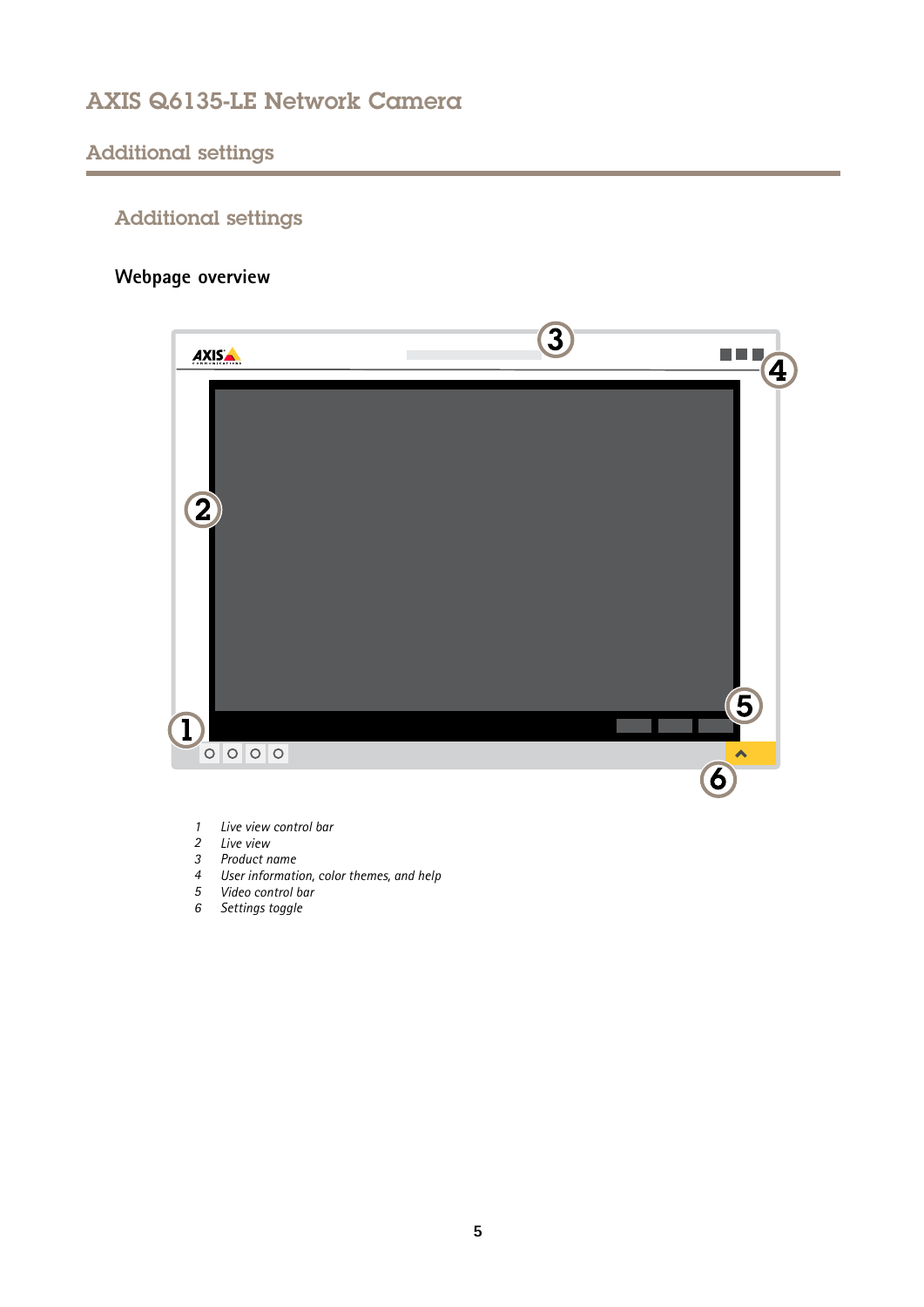## Additional settings

### Webpage overview

1. Live view control bar
2. Live view
3. Product name
4. User information, color themes, and help
5. Video control bar
6. Settings toggle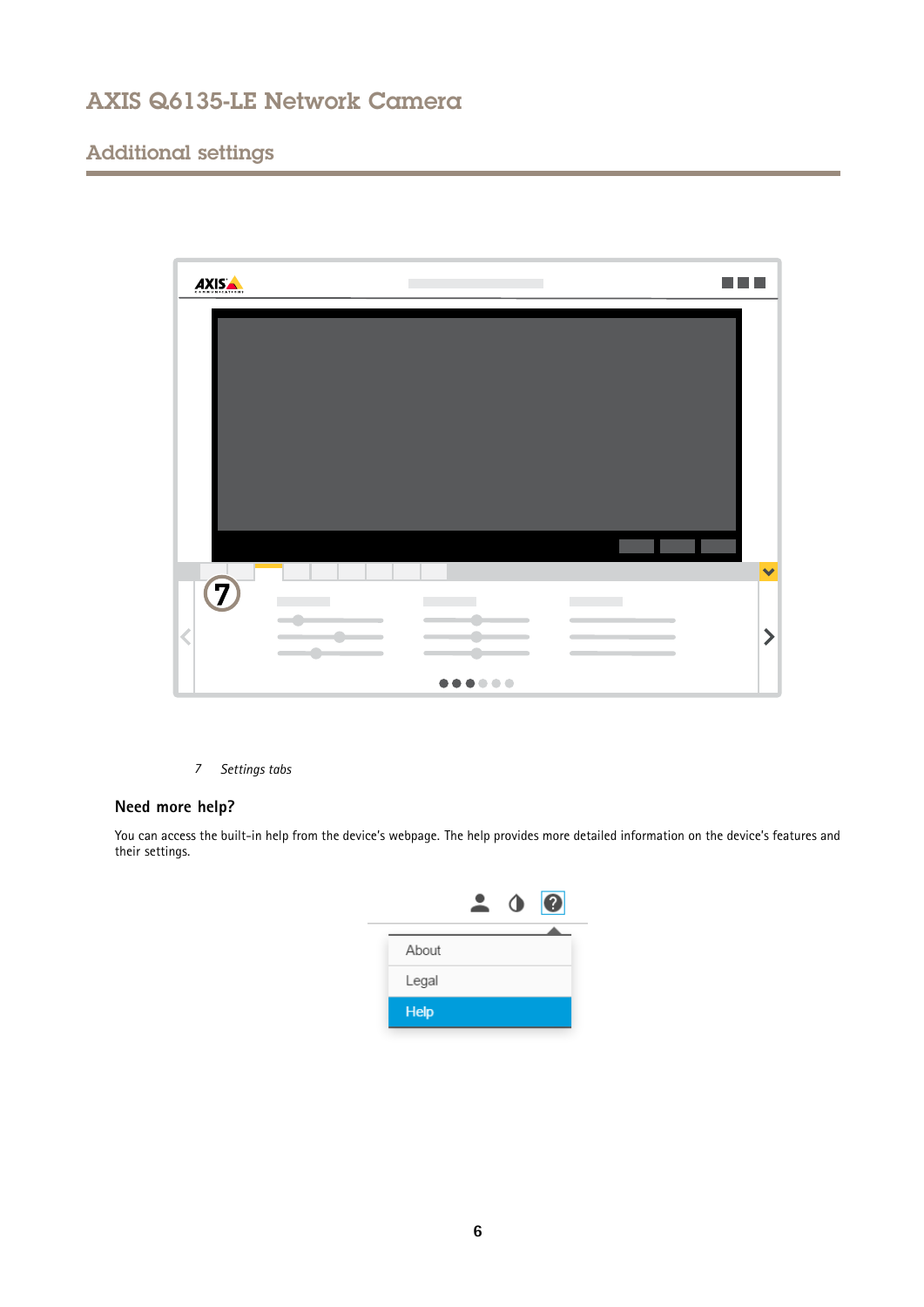## Additional settings

7    *Settings tabs*

### Need more help?

You can access the built-in help from the device's webpage. The help provides more detailed information on the device's features and their settings.

About

Legal

Help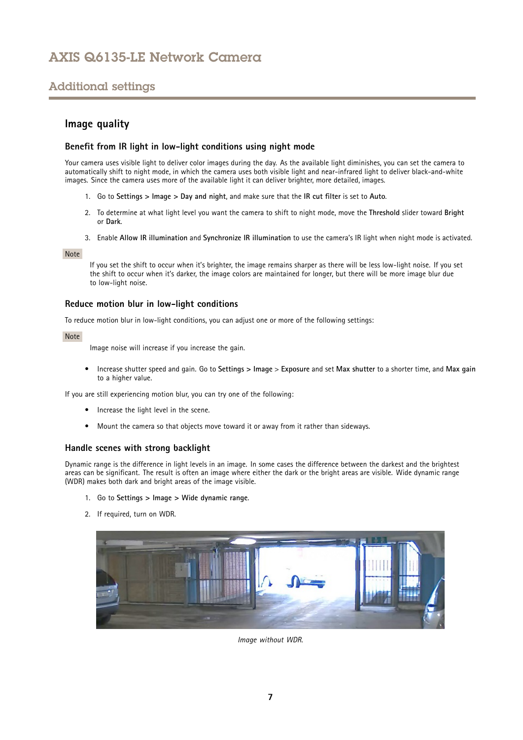## Image quality

### Benefit from IR light in low-light conditions using night mode

Your camera uses visible light to deliver color images during the day. As the available light diminishes, you can set the camera to automatically shift to night mode, in which the camera uses both visible light and near-infrared light to deliver black-and-white images. Since the camera uses more of the available light it can deliver brighter, more detailed, images.

1. Go to **Settings > Image > Day and night**, and make sure that the **IR cut filter** is set to **Auto**.
2. To determine at what light level you want the camera to shift to night mode, move the **Threshold** slider toward **Bright** or **Dark**.
3. Enable **Allow IR illumination** and **Synchronize IR illumination** to use the camera's IR light when night mode is activated.

Note

If you set the shift to occur when it's brighter, the image remains sharper as there will be less low-light noise. If you set the shift to occur when it's darker, the image colors are maintained for longer, but there will be more image blur due to low-light noise.

### Reduce motion blur in low-light conditions

To reduce motion blur in low-light conditions, you can adjust one or more of the following settings:

Note

Image noise will increase if you increase the gain.

- Increase shutter speed and gain. Go to **Settings > Image > Exposure** and set **Max shutter** to a shorter time, and **Max gain** to a higher value.

If you are still experiencing motion blur, you can try one of the following:

- Increase the light level in the scene.
- Mount the camera so that objects move toward it or away from it rather than sideways.

### Handle scenes with strong backlight

Dynamic range is the difference in light levels in an image. In some cases the difference between the darkest and the brightest areas can be significant. The result is often an image where either the dark or the bright areas are visible. Wide dynamic range (WDR) makes both dark and bright areas of the image visible.

1. Go to **Settings > Image > Wide dynamic range**.
2. If required, turn on WDR.

*Image without WDR.*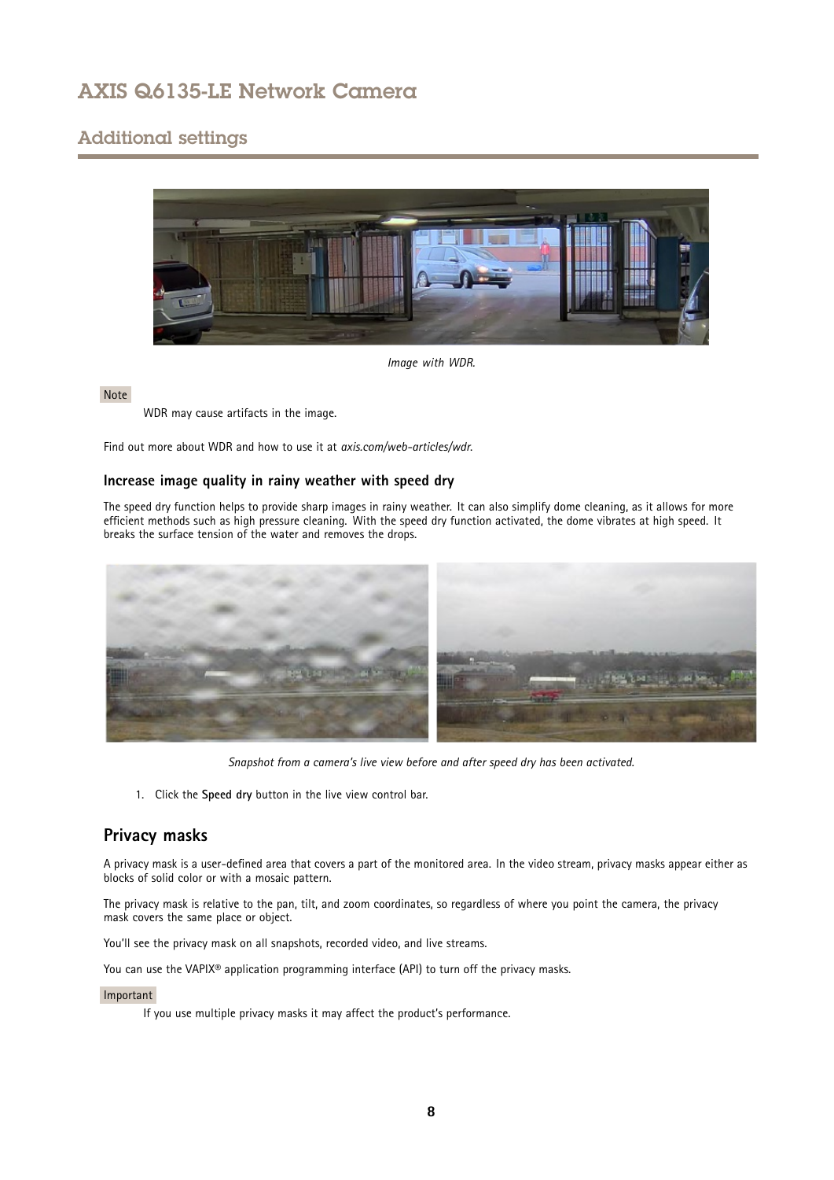*Image with WDR.*

Note

WDR may cause artifacts in the image.

Find out more about WDR and how to use it at *axis.com/web-articles/wdr*.

### Increase image quality in rainy weather with speed dry

The speed dry function helps to provide sharp images in rainy weather. It can also simplify dome cleaning, as it allows for more efficient methods such as high pressure cleaning. With the speed dry function activated, the dome vibrates at high speed. It breaks the surface tension of the water and removes the drops.

*Snapshot from a camera's live view before and after speed dry has been activated.*

1. Click the **Speed dry** button in the live view control bar.

## Privacy masks

A privacy mask is a user-defined area that covers a part of the monitored area. In the video stream, privacy masks appear either as blocks of solid color or with a mosaic pattern.

The privacy mask is relative to the pan, tilt, and zoom coordinates, so regardless of where you point the camera, the privacy mask covers the same place or object.

You'll see the privacy mask on all snapshots, recorded video, and live streams.

You can use the VAPIX® application programming interface (API) to turn off the privacy masks.

Important

If you use multiple privacy masks it may affect the product's performance.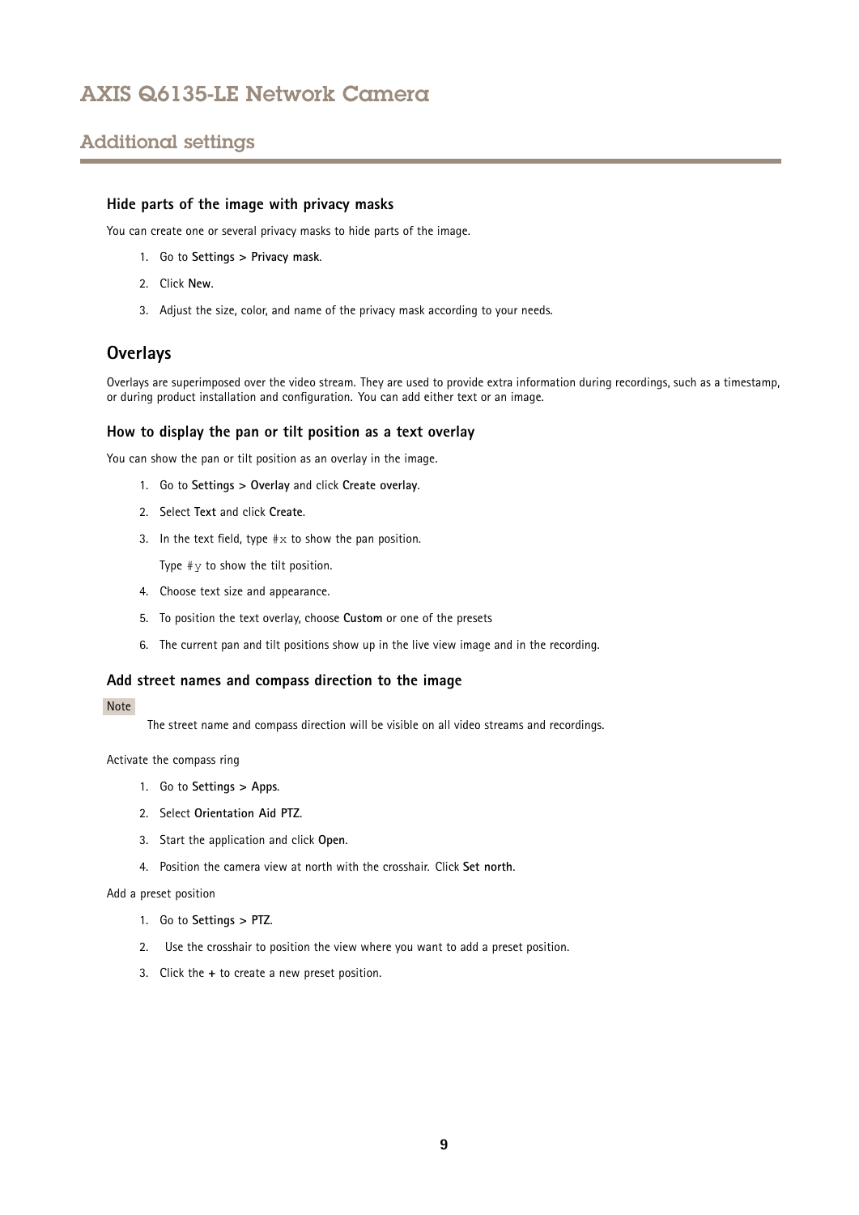### Hide parts of the image with privacy masks

You can create one or several privacy masks to hide parts of the image.

1. Go to **Settings > Privacy mask**.
2. Click **New**.
3. Adjust the size, color, and name of the privacy mask according to your needs.

## Overlays

Overlays are superimposed over the video stream. They are used to provide extra information during recordings, such as a timestamp, or during product installation and configuration. You can add either text or an image.

### How to display the pan or tilt position as a text overlay

You can show the pan or tilt position as an overlay in the image.

1. Go to **Settings > Overlay** and click **Create overlay**.
2. Select **Text** and click **Create**.
3. In the text field, type `#x` to show the pan position.

   Type `#y` to show the tilt position.
4. Choose text size and appearance.
5. To position the text overlay, choose **Custom** or one of the presets
6. The current pan and tilt positions show up in the live view image and in the recording.

### Add street names and compass direction to the image

Note

The street name and compass direction will be visible on all video streams and recordings.

Activate the compass ring

1. Go to **Settings > Apps**.
2. Select **Orientation Aid PTZ**.
3. Start the application and click **Open**.
4. Position the camera view at north with the crosshair. Click **Set north**.

Add a preset position

1. Go to **Settings > PTZ**.
2. Use the crosshair to position the view where you want to add a preset position.
3. Click the **+** to create a new preset position.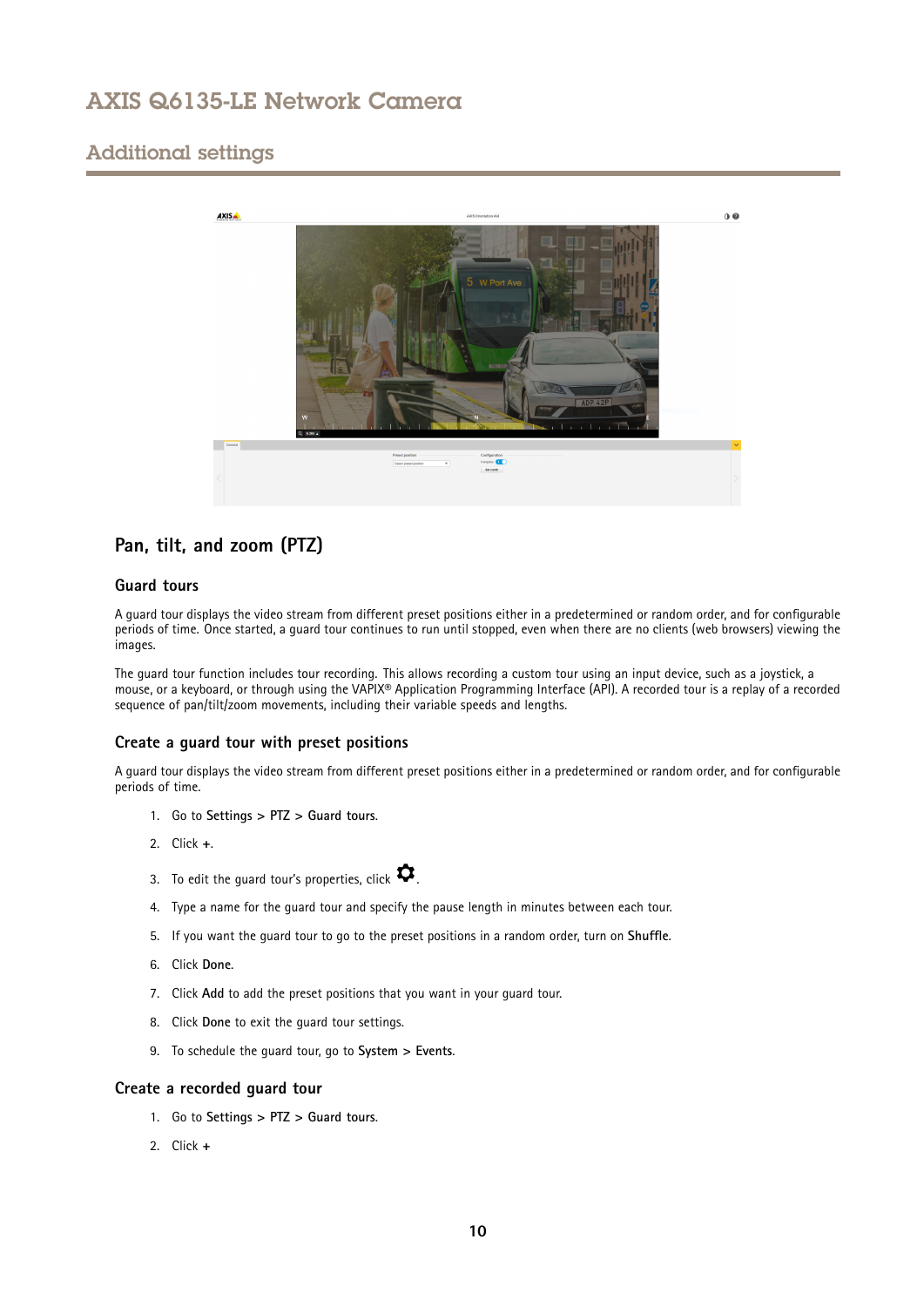## Pan, tilt, and zoom (PTZ)

### Guard tours

A guard tour displays the video stream from different preset positions either in a predetermined or random order, and for configurable periods of time. Once started, a guard tour continues to run until stopped, even when there are no clients (web browsers) viewing the images.

The guard tour function includes tour recording. This allows recording a custom tour using an input device, such as a joystick, a mouse, or a keyboard, or through using the VAPIX® Application Programming Interface (API). A recorded tour is a replay of a recorded sequence of pan/tilt/zoom movements, including their variable speeds and lengths.

### Create a guard tour with preset positions

A guard tour displays the video stream from different preset positions either in a predetermined or random order, and for configurable periods of time.

1. Go to **Settings** > **PTZ** > **Guard tours**.
2. Click **+**.
3. To edit the guard tour's properties, click ⚙.
4. Type a name for the guard tour and specify the pause length in minutes between each tour.
5. If you want the guard tour to go to the preset positions in a random order, turn on **Shuffle**.
6. Click **Done**.
7. Click **Add** to add the preset positions that you want in your guard tour.
8. Click **Done** to exit the guard tour settings.
9. To schedule the guard tour, go to **System** > **Events**.

### Create a recorded guard tour

1. Go to **Settings** > **PTZ** > **Guard tours**.
2. Click **+**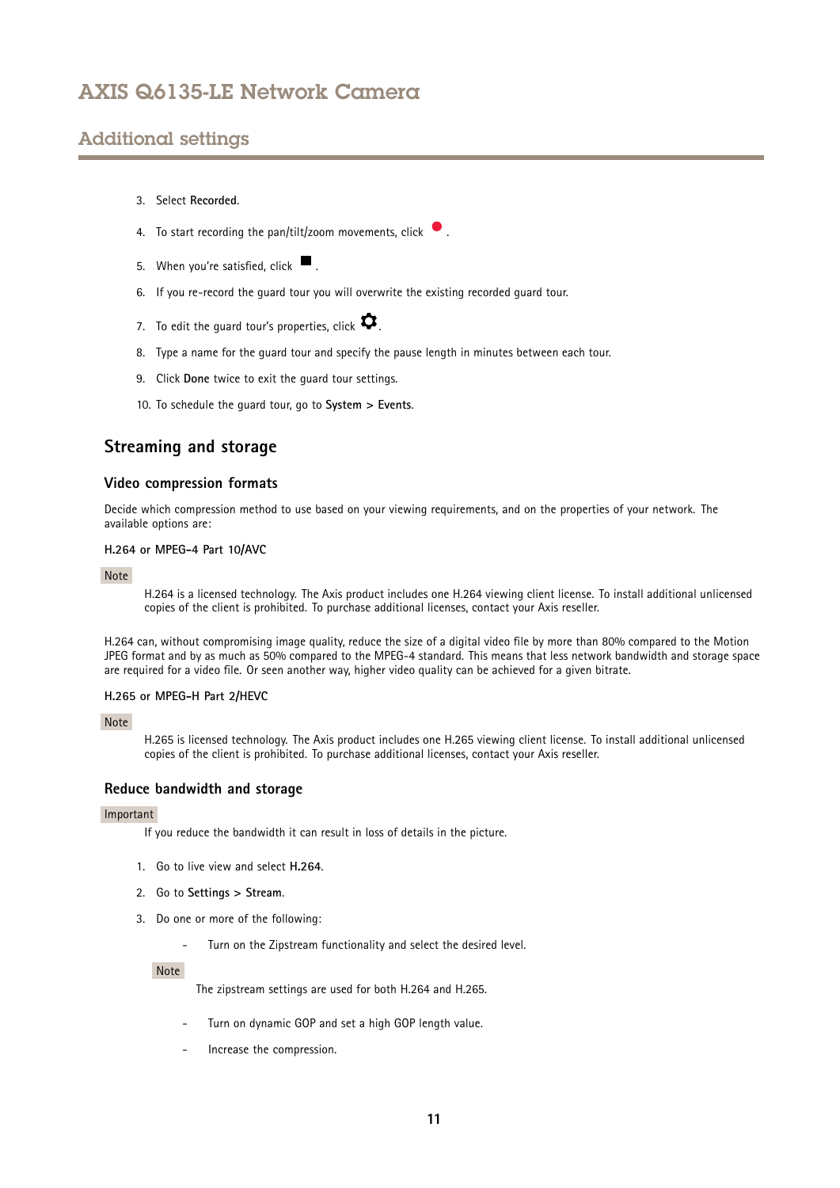3. Select **Recorded**.

4. To start recording the pan/tilt/zoom movements, click ●.

5. When you're satisfied, click ■.

6. If you re-record the guard tour you will overwrite the existing recorded guard tour.

7. To edit the guard tour's properties, click ⚙.

8. Type a name for the guard tour and specify the pause length in minutes between each tour.

9. Click **Done** twice to exit the guard tour settings.

10. To schedule the guard tour, go to **System > Events**.

## Streaming and storage

### Video compression formats

Decide which compression method to use based on your viewing requirements, and on the properties of your network. The available options are:

**H.264 or MPEG-4 Part 10/AVC**

Note

H.264 is a licensed technology. The Axis product includes one H.264 viewing client license. To install additional unlicensed copies of the client is prohibited. To purchase additional licenses, contact your Axis reseller.

H.264 can, without compromising image quality, reduce the size of a digital video file by more than 80% compared to the Motion JPEG format and by as much as 50% compared to the MPEG-4 standard. This means that less network bandwidth and storage space are required for a video file. Or seen another way, higher video quality can be achieved for a given bitrate.

**H.265 or MPEG-H Part 2/HEVC**

Note

H.265 is licensed technology. The Axis product includes one H.265 viewing client license. To install additional unlicensed copies of the client is prohibited. To purchase additional licenses, contact your Axis reseller.

### Reduce bandwidth and storage

Important

If you reduce the bandwidth it can result in loss of details in the picture.

1. Go to live view and select **H.264**.

2. Go to **Settings > Stream**.

3. Do one or more of the following:

   - Turn on the Zipstream functionality and select the desired level.

   Note

   The zipstream settings are used for both H.264 and H.265.

   - Turn on dynamic GOP and set a high GOP length value.

   - Increase the compression.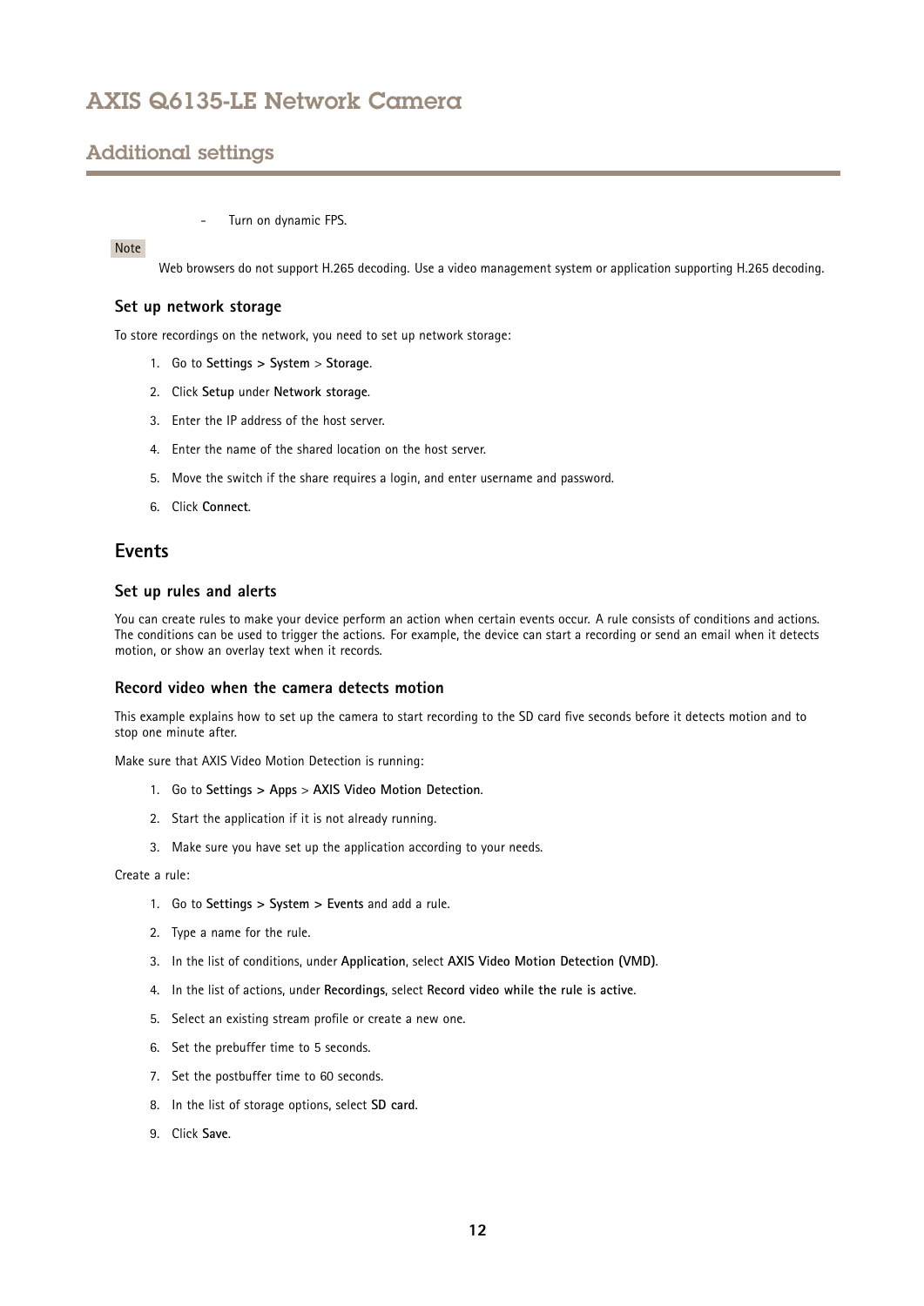- Turn on dynamic FPS.

Note

Web browsers do not support H.265 decoding. Use a video management system or application supporting H.265 decoding.

### Set up network storage

To store recordings on the network, you need to set up network storage:

1. Go to **Settings > System** > **Storage**.
2. Click **Setup** under **Network storage**.
3. Enter the IP address of the host server.
4. Enter the name of the shared location on the host server.
5. Move the switch if the share requires a login, and enter username and password.
6. Click **Connect**.

## Events

### Set up rules and alerts

You can create rules to make your device perform an action when certain events occur. A rule consists of conditions and actions. The conditions can be used to trigger the actions. For example, the device can start a recording or send an email when it detects motion, or show an overlay text when it records.

### Record video when the camera detects motion

This example explains how to set up the camera to start recording to the SD card five seconds before it detects motion and to stop one minute after.

Make sure that AXIS Video Motion Detection is running:

1. Go to **Settings > Apps** > **AXIS Video Motion Detection**.
2. Start the application if it is not already running.
3. Make sure you have set up the application according to your needs.

Create a rule:

1. Go to **Settings > System > Events** and add a rule.
2. Type a name for the rule.
3. In the list of conditions, under **Application**, select **AXIS Video Motion Detection (VMD)**.
4. In the list of actions, under **Recordings**, select **Record video while the rule is active**.
5. Select an existing stream profile or create a new one.
6. Set the prebuffer time to 5 seconds.
7. Set the postbuffer time to 60 seconds.
8. In the list of storage options, select **SD card**.
9. Click **Save**.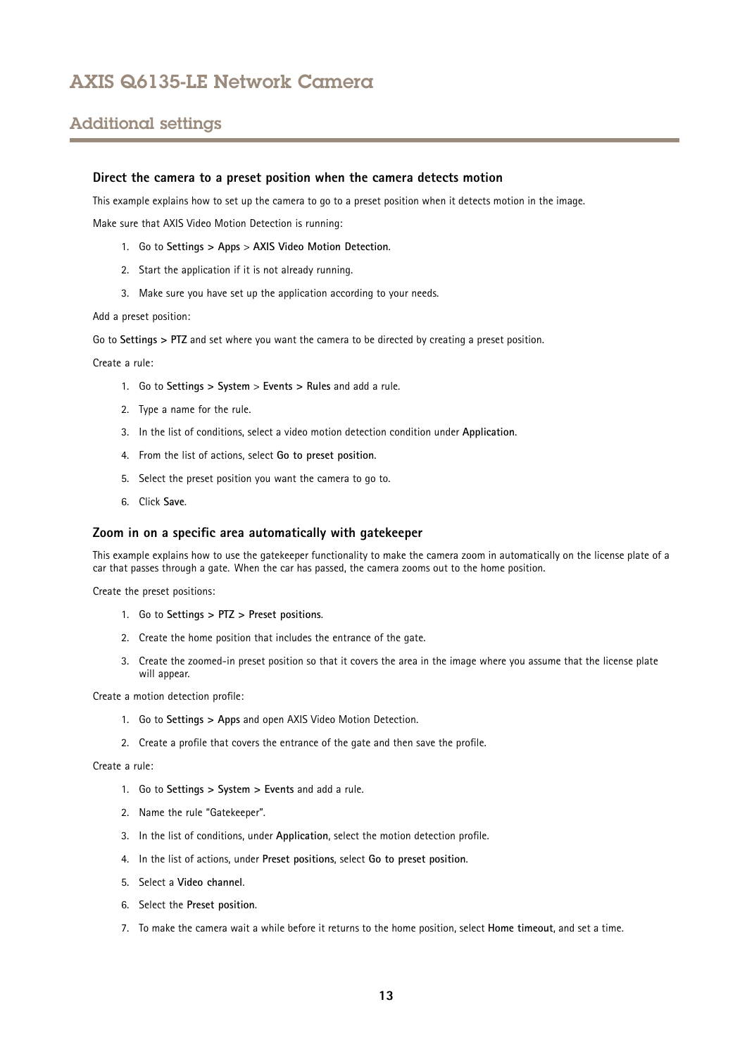### Direct the camera to a preset position when the camera detects motion

This example explains how to set up the camera to go to a preset position when it detects motion in the image.

Make sure that AXIS Video Motion Detection is running:

1. Go to **Settings > Apps** > **AXIS Video Motion Detection**.
2. Start the application if it is not already running.
3. Make sure you have set up the application according to your needs.

Add a preset position:

Go to **Settings > PTZ** and set where you want the camera to be directed by creating a preset position.

Create a rule:

1. Go to **Settings > System** > **Events > Rules** and add a rule.
2. Type a name for the rule.
3. In the list of conditions, select a video motion detection condition under **Application**.
4. From the list of actions, select **Go to preset position**.
5. Select the preset position you want the camera to go to.
6. Click **Save**.

### Zoom in on a specific area automatically with gatekeeper

This example explains how to use the gatekeeper functionality to make the camera zoom in automatically on the license plate of a car that passes through a gate. When the car has passed, the camera zooms out to the home position.

Create the preset positions:

1. Go to **Settings > PTZ > Preset positions**.
2. Create the home position that includes the entrance of the gate.
3. Create the zoomed-in preset position so that it covers the area in the image where you assume that the license plate will appear.

Create a motion detection profile:

1. Go to **Settings > Apps** and open AXIS Video Motion Detection.
2. Create a profile that covers the entrance of the gate and then save the profile.

Create a rule:

1. Go to **Settings > System > Events** and add a rule.
2. Name the rule "Gatekeeper".
3. In the list of conditions, under **Application**, select the motion detection profile.
4. In the list of actions, under **Preset positions**, select **Go to preset position**.
5. Select a **Video channel**.
6. Select the **Preset position**.
7. To make the camera wait a while before it returns to the home position, select **Home timeout**, and set a time.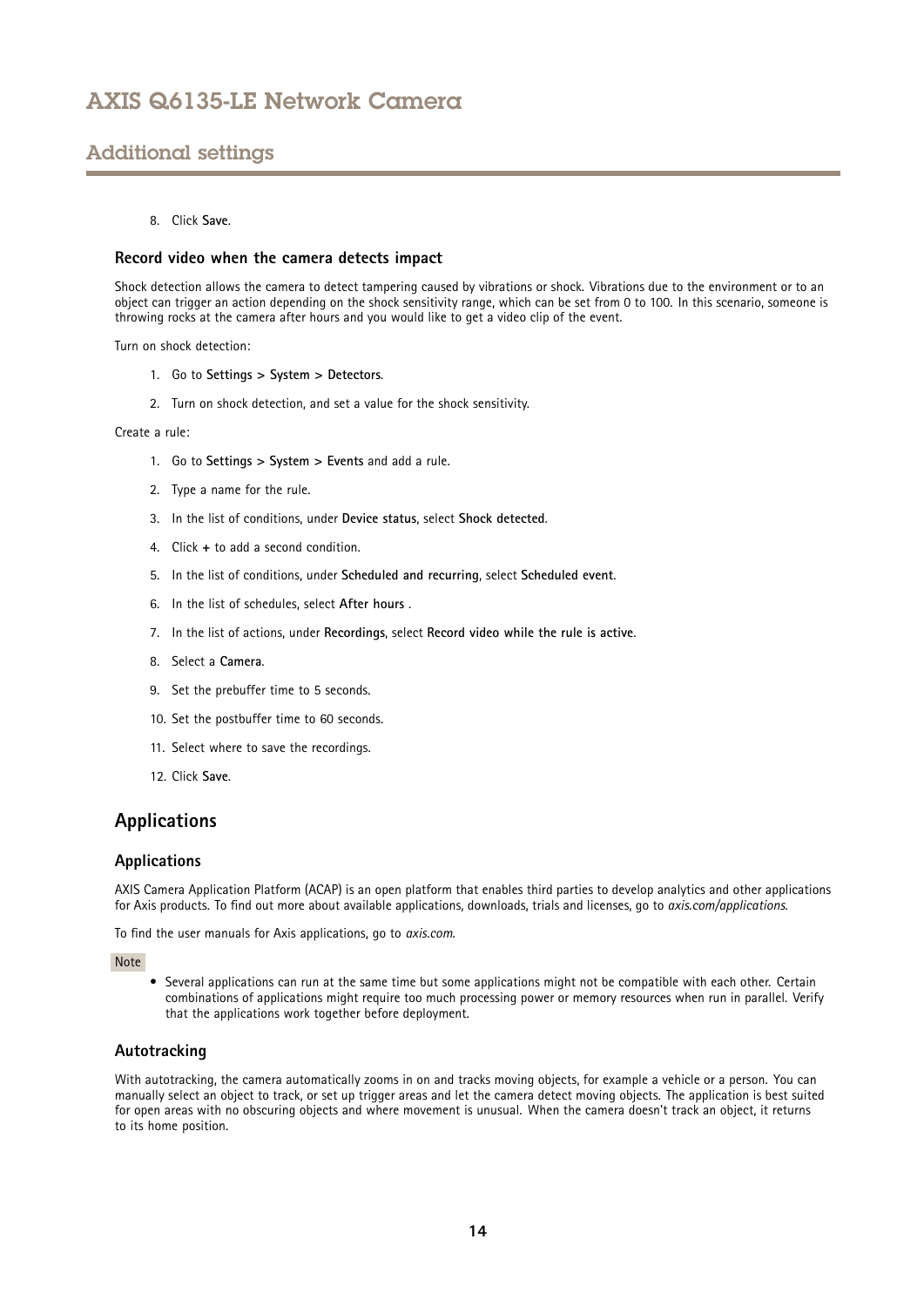8. Click **Save**.

### Record video when the camera detects impact

Shock detection allows the camera to detect tampering caused by vibrations or shock. Vibrations due to the environment or to an object can trigger an action depending on the shock sensitivity range, which can be set from 0 to 100. In this scenario, someone is throwing rocks at the camera after hours and you would like to get a video clip of the event.

Turn on shock detection:

1. Go to **Settings > System > Detectors**.
2. Turn on shock detection, and set a value for the shock sensitivity.

Create a rule:

1. Go to **Settings > System > Events** and add a rule.
2. Type a name for the rule.
3. In the list of conditions, under **Device status**, select **Shock detected**.
4. Click **+** to add a second condition.
5. In the list of conditions, under **Scheduled and recurring**, select **Scheduled event**.
6. In the list of schedules, select **After hours** .
7. In the list of actions, under **Recordings**, select **Record video while the rule is active**.
8. Select a **Camera**.
9. Set the prebuffer time to 5 seconds.
10. Set the postbuffer time to 60 seconds.
11. Select where to save the recordings.
12. Click **Save**.

## Applications

### Applications

AXIS Camera Application Platform (ACAP) is an open platform that enables third parties to develop analytics and other applications for Axis products. To find out more about available applications, downloads, trials and licenses, go to *axis.com/applications*.

To find the user manuals for Axis applications, go to *axis.com.*

Note

- Several applications can run at the same time but some applications might not be compatible with each other. Certain combinations of applications might require too much processing power or memory resources when run in parallel. Verify that the applications work together before deployment.

### Autotracking

With autotracking, the camera automatically zooms in on and tracks moving objects, for example a vehicle or a person. You can manually select an object to track, or set up trigger areas and let the camera detect moving objects. The application is best suited for open areas with no obscuring objects and where movement is unusual. When the camera doesn't track an object, it returns to its home position.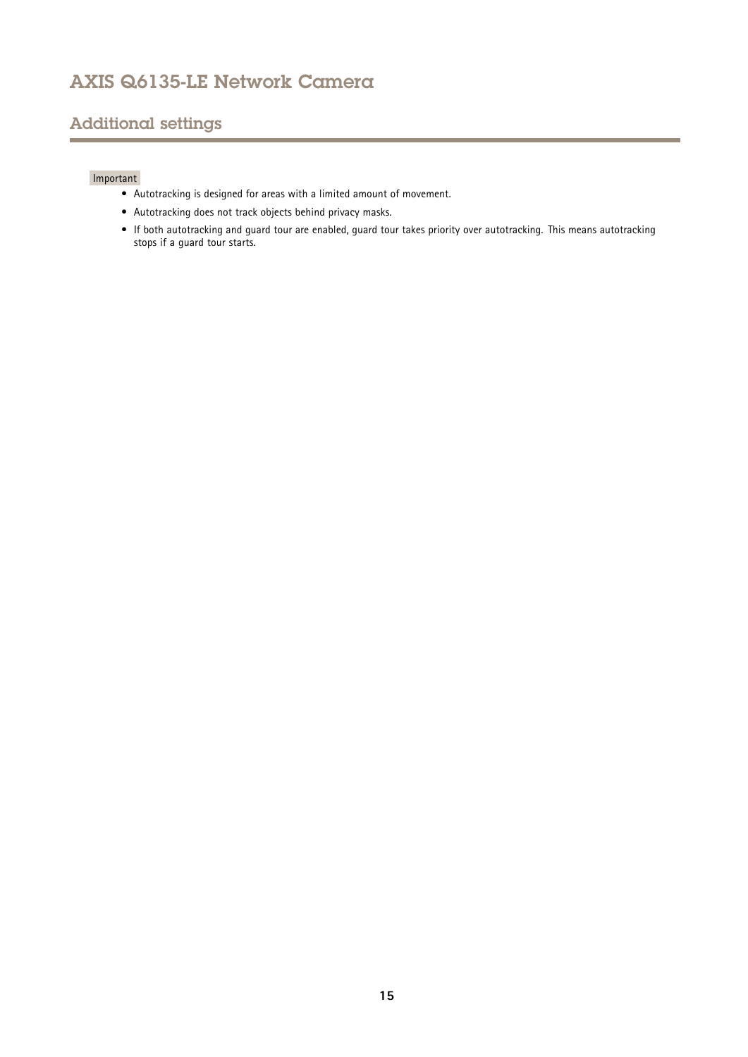## Additional settings

Important

- Autotracking is designed for areas with a limited amount of movement.
- Autotracking does not track objects behind privacy masks.
- If both autotracking and guard tour are enabled, guard tour takes priority over autotracking. This means autotracking stops if a guard tour starts.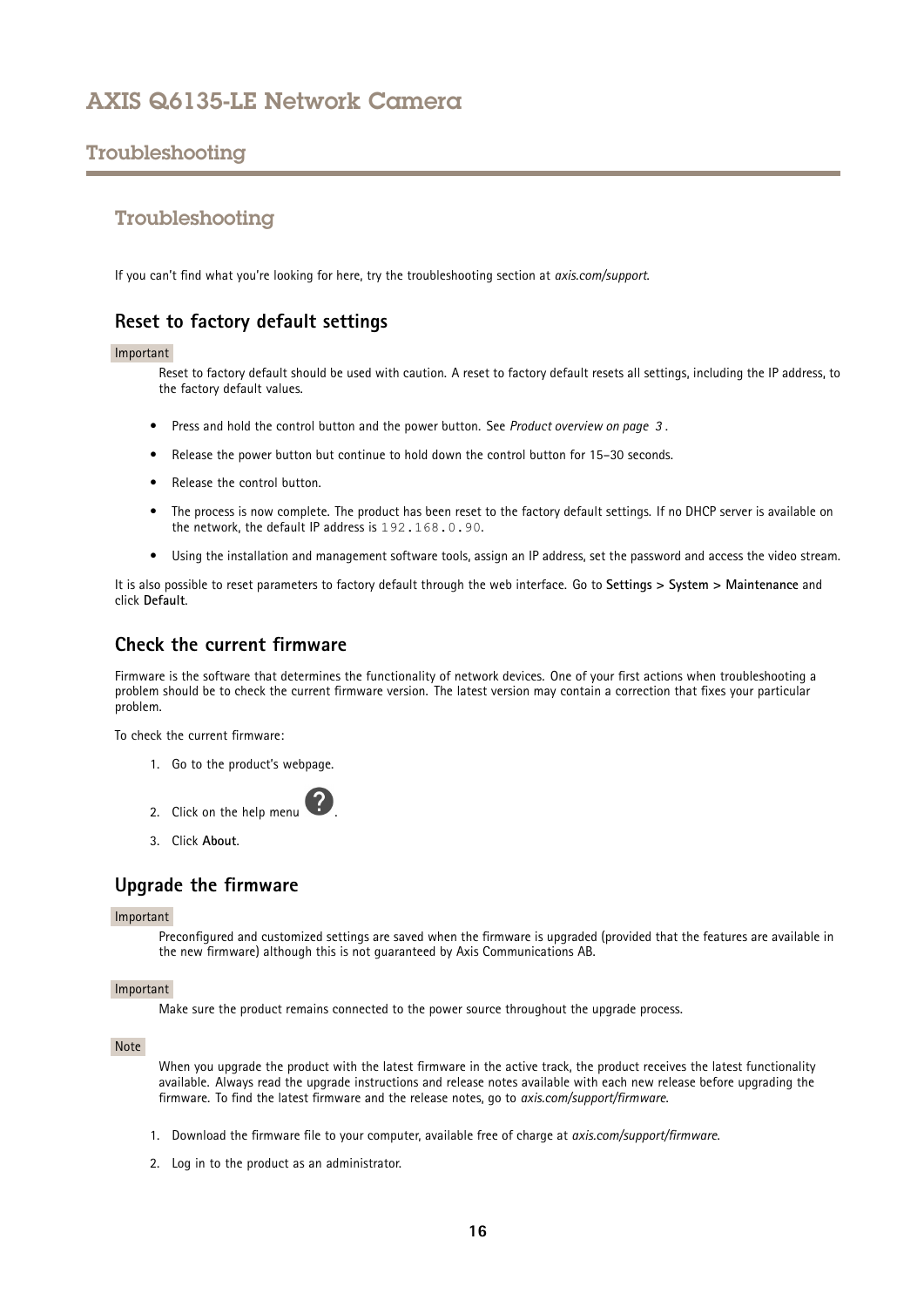## Troubleshooting

If you can't find what you're looking for here, try the troubleshooting section at *axis.com/support*.

### Reset to factory default settings

Important

Reset to factory default should be used with caution. A reset to factory default resets all settings, including the IP address, to the factory default values.

- Press and hold the control button and the power button. See *Product overview on page 3* .
- Release the power button but continue to hold down the control button for 15–30 seconds.
- Release the control button.
- The process is now complete. The product has been reset to the factory default settings. If no DHCP server is available on the network, the default IP address is `192.168.0.90`.
- Using the installation and management software tools, assign an IP address, set the password and access the video stream.

It is also possible to reset parameters to factory default through the web interface. Go to **Settings > System > Maintenance** and click **Default**.

### Check the current firmware

Firmware is the software that determines the functionality of network devices. One of your first actions when troubleshooting a problem should be to check the current firmware version. The latest version may contain a correction that fixes your particular problem.

To check the current firmware:

1. Go to the product's webpage.
2. Click on the help menu ?.
3. Click **About**.

### Upgrade the firmware

Important

Preconfigured and customized settings are saved when the firmware is upgraded (provided that the features are available in the new firmware) although this is not guaranteed by Axis Communications AB.

Important

Make sure the product remains connected to the power source throughout the upgrade process.

Note

When you upgrade the product with the latest firmware in the active track, the product receives the latest functionality available. Always read the upgrade instructions and release notes available with each new release before upgrading the firmware. To find the latest firmware and the release notes, go to *axis.com/support/firmware*.

1. Download the firmware file to your computer, available free of charge at *axis.com/support/firmware*.
2. Log in to the product as an administrator.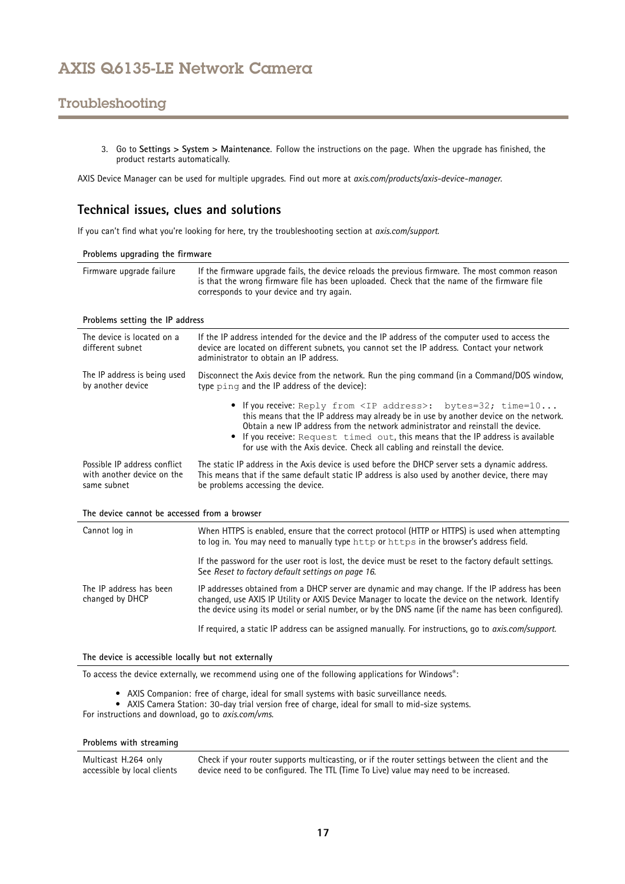3. Go to **Settings > System > Maintenance**. Follow the instructions on the page. When the upgrade has finished, the product restarts automatically.

AXIS Device Manager can be used for multiple upgrades. Find out more at *axis.com/products/axis-device-manager*.

## Technical issues, clues and solutions

If you can't find what you're looking for here, try the troubleshooting section at *axis.com/support*.

| **Problems upgrading the firmware** | |
|---|---|
| Firmware upgrade failure | If the firmware upgrade fails, the device reloads the previous firmware. The most common reason is that the wrong firmware file has been uploaded. Check that the name of the firmware file corresponds to your device and try again. |

| **Problems setting the IP address** | |
|---|---|
| The device is located on a different subnet | If the IP address intended for the device and the IP address of the computer used to access the device are located on different subnets, you cannot set the IP address. Contact your network administrator to obtain an IP address. |
| The IP address is being used by another device | Disconnect the Axis device from the network. Run the ping command (in a Command/DOS window, type `ping` and the IP address of the device):<br>• If you receive: `Reply from <IP address>: bytes=32; time=10...` this means that the IP address may already be in use by another device on the network. Obtain a new IP address from the network administrator and reinstall the device.<br>• If you receive: `Request timed out`, this means that the IP address is available for use with the Axis device. Check all cabling and reinstall the device. |
| Possible IP address conflict with another device on the same subnet | The static IP address in the Axis device is used before the DHCP server sets a dynamic address. This means that if the same default static IP address is also used by another device, there may be problems accessing the device. |

| **The device cannot be accessed from a browser** | |
|---|---|
| Cannot log in | When HTTPS is enabled, ensure that the correct protocol (HTTP or HTTPS) is used when attempting to log in. You may need to manually type `http` or `https` in the browser's address field.<br><br>If the password for the user root is lost, the device must be reset to the factory default settings. See *Reset to factory default settings on page 16*. |
| The IP address has been changed by DHCP | IP addresses obtained from a DHCP server are dynamic and may change. If the IP address has been changed, use AXIS IP Utility or AXIS Device Manager to locate the device on the network. Identify the device using its model or serial number, or by the DNS name (if the name has been configured).<br><br>If required, a static IP address can be assigned manually. For instructions, go to *axis.com/support*. |

**The device is accessible locally but not externally**

To access the device externally, we recommend using one of the following applications for Windows®:

- AXIS Companion: free of charge, ideal for small systems with basic surveillance needs.
- AXIS Camera Station: 30-day trial version free of charge, ideal for small to mid-size systems.

For instructions and download, go to *axis.com/vms*.

| **Problems with streaming** | |
|---|---|
| Multicast H.264 only accessible by local clients | Check if your router supports multicasting, or if the router settings between the client and the device need to be configured. The TTL (Time To Live) value may need to be increased. |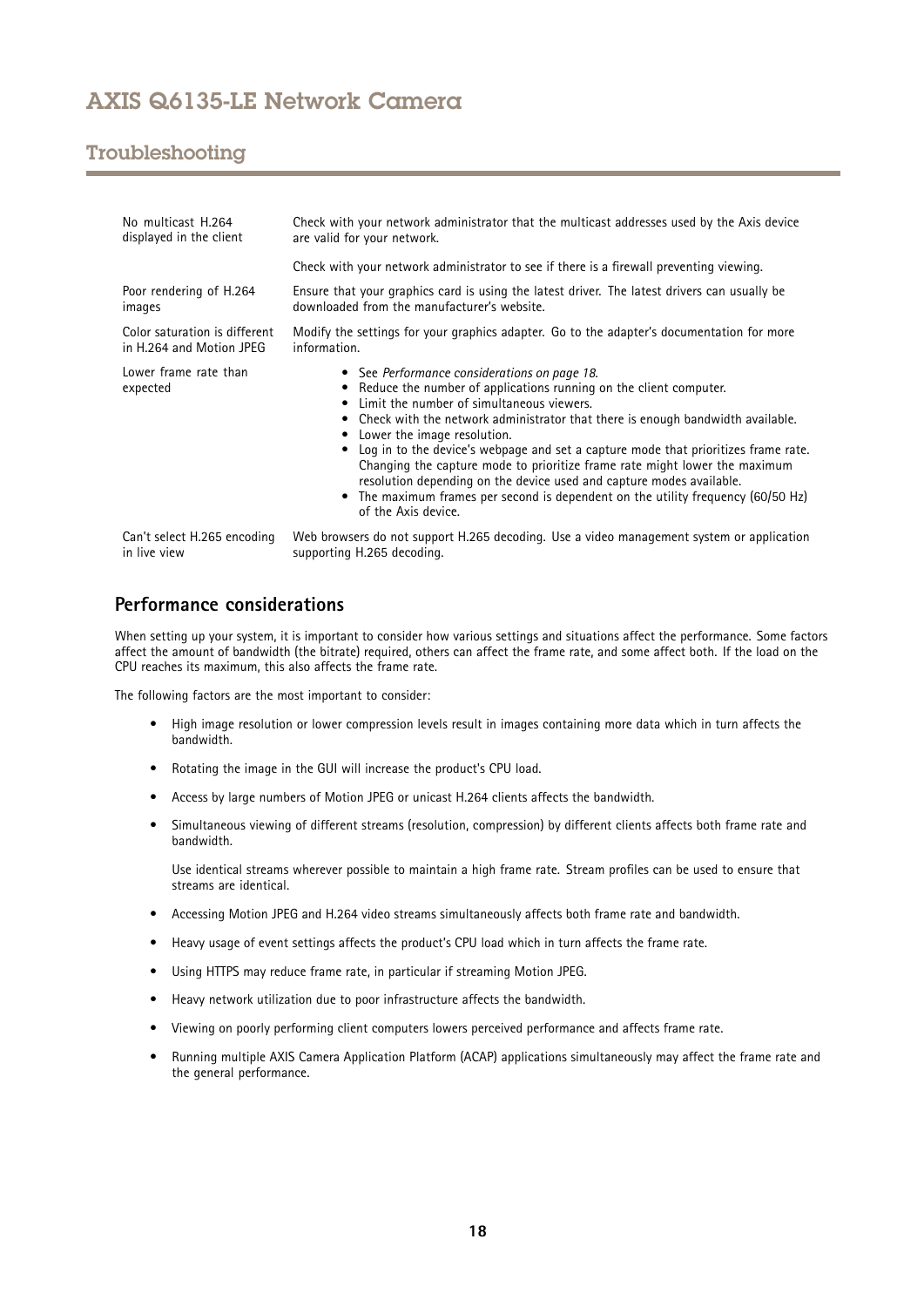| | |
|---|---|
| No multicast H.264 displayed in the client | Check with your network administrator that the multicast addresses used by the Axis device are valid for your network.<br><br>Check with your network administrator to see if there is a firewall preventing viewing. |
| Poor rendering of H.264 images | Ensure that your graphics card is using the latest driver. The latest drivers can usually be downloaded from the manufacturer's website. |
| Color saturation is different in H.264 and Motion JPEG | Modify the settings for your graphics adapter. Go to the adapter's documentation for more information. |
| Lower frame rate than expected | • See *Performance considerations on page 18*.<br>• Reduce the number of applications running on the client computer.<br>• Limit the number of simultaneous viewers.<br>• Check with the network administrator that there is enough bandwidth available.<br>• Lower the image resolution.<br>• Log in to the device's webpage and set a capture mode that prioritizes frame rate. Changing the capture mode to prioritize frame rate might lower the maximum resolution depending on the device used and capture modes available.<br>• The maximum frames per second is dependent on the utility frequency (60/50 Hz) of the Axis device. |
| Can't select H.265 encoding in live view | Web browsers do not support H.265 decoding. Use a video management system or application supporting H.265 decoding. |

## Performance considerations

When setting up your system, it is important to consider how various settings and situations affect the performance. Some factors affect the amount of bandwidth (the bitrate) required, others can affect the frame rate, and some affect both. If the load on the CPU reaches its maximum, this also affects the frame rate.

The following factors are the most important to consider:

- High image resolution or lower compression levels result in images containing more data which in turn affects the bandwidth.
- Rotating the image in the GUI will increase the product's CPU load.
- Access by large numbers of Motion JPEG or unicast H.264 clients affects the bandwidth.
- Simultaneous viewing of different streams (resolution, compression) by different clients affects both frame rate and bandwidth.

  Use identical streams wherever possible to maintain a high frame rate. Stream profiles can be used to ensure that streams are identical.
- Accessing Motion JPEG and H.264 video streams simultaneously affects both frame rate and bandwidth.
- Heavy usage of event settings affects the product's CPU load which in turn affects the frame rate.
- Using HTTPS may reduce frame rate, in particular if streaming Motion JPEG.
- Heavy network utilization due to poor infrastructure affects the bandwidth.
- Viewing on poorly performing client computers lowers perceived performance and affects frame rate.
- Running multiple AXIS Camera Application Platform (ACAP) applications simultaneously may affect the frame rate and the general performance.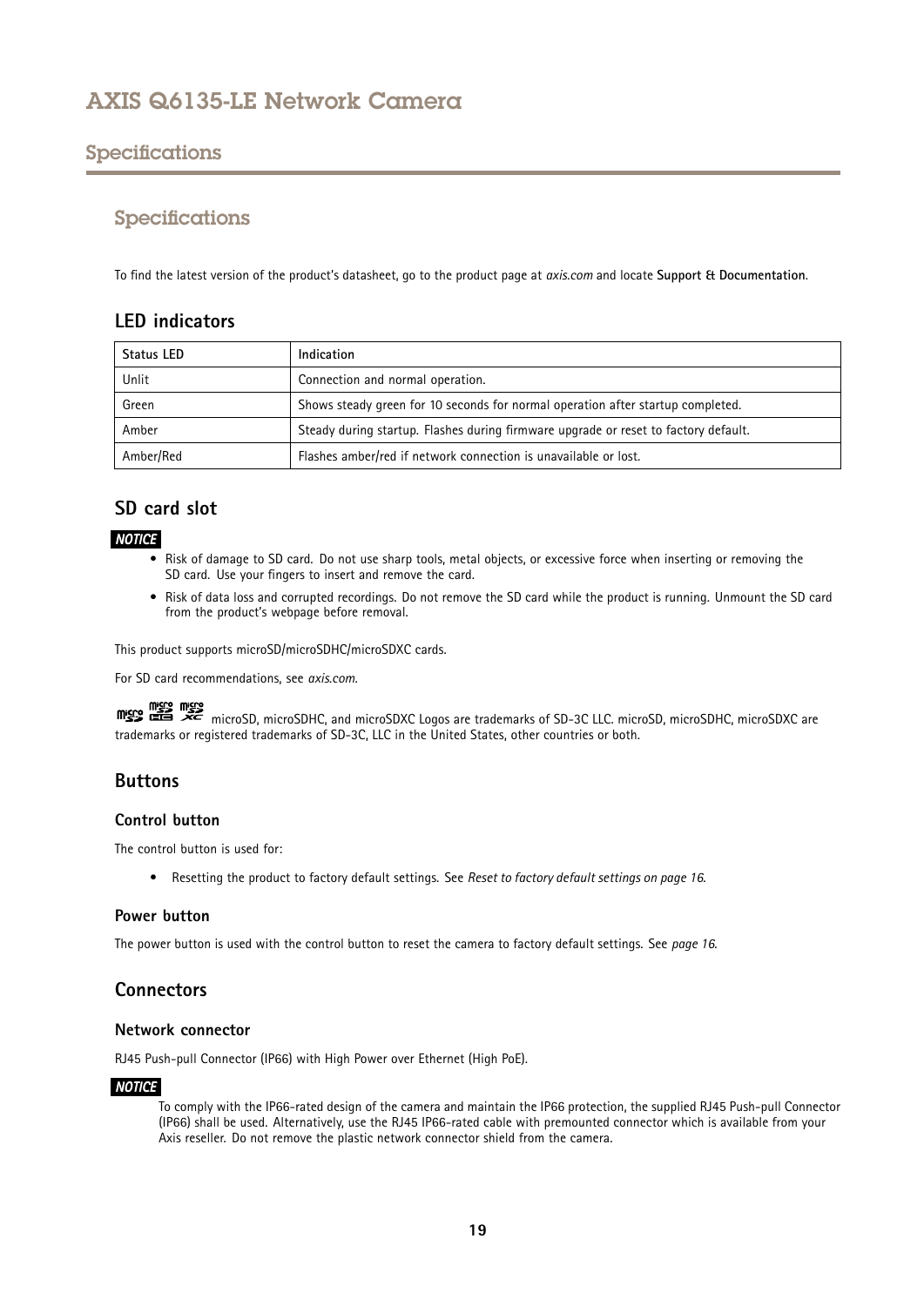# Specifications

## Specifications

To find the latest version of the product's datasheet, go to the product page at *axis.com* and locate **Support & Documentation**.

### LED indicators

| Status LED | Indication |
|---|---|
| Unlit | Connection and normal operation. |
| Green | Shows steady green for 10 seconds for normal operation after startup completed. |
| Amber | Steady during startup. Flashes during firmware upgrade or reset to factory default. |
| Amber/Red | Flashes amber/red if network connection is unavailable or lost. |

### SD card slot

***NOTICE***

- Risk of damage to SD card. Do not use sharp tools, metal objects, or excessive force when inserting or removing the SD card. Use your fingers to insert and remove the card.
- Risk of data loss and corrupted recordings. Do not remove the SD card while the product is running. Unmount the SD card from the product's webpage before removal.

This product supports microSD/microSDHC/microSDXC cards.

For SD card recommendations, see *axis.com*.

microSD, microSDHC, and microSDXC Logos are trademarks of SD-3C LLC. microSD, microSDHC, microSDXC are trademarks or registered trademarks of SD-3C, LLC in the United States, other countries or both.

### Buttons

#### Control button

The control button is used for:

- Resetting the product to factory default settings. See *Reset to factory default settings on page 16*.

#### Power button

The power button is used with the control button to reset the camera to factory default settings. See *page 16*.

### Connectors

#### Network connector

RJ45 Push-pull Connector (IP66) with High Power over Ethernet (High PoE).

***NOTICE***

To comply with the IP66-rated design of the camera and maintain the IP66 protection, the supplied RJ45 Push-pull Connector (IP66) shall be used. Alternatively, use the RJ45 IP66-rated cable with premounted connector which is available from your Axis reseller. Do not remove the plastic network connector shield from the camera.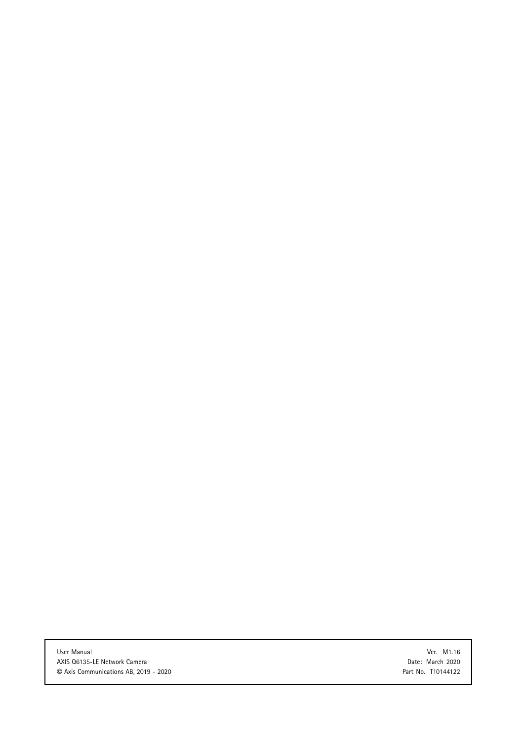User Manual
AXIS Q6135-LE Network Camera
© Axis Communications AB, 2019 - 2020

Ver. M1.16
Date: March 2020
Part No. T10144122